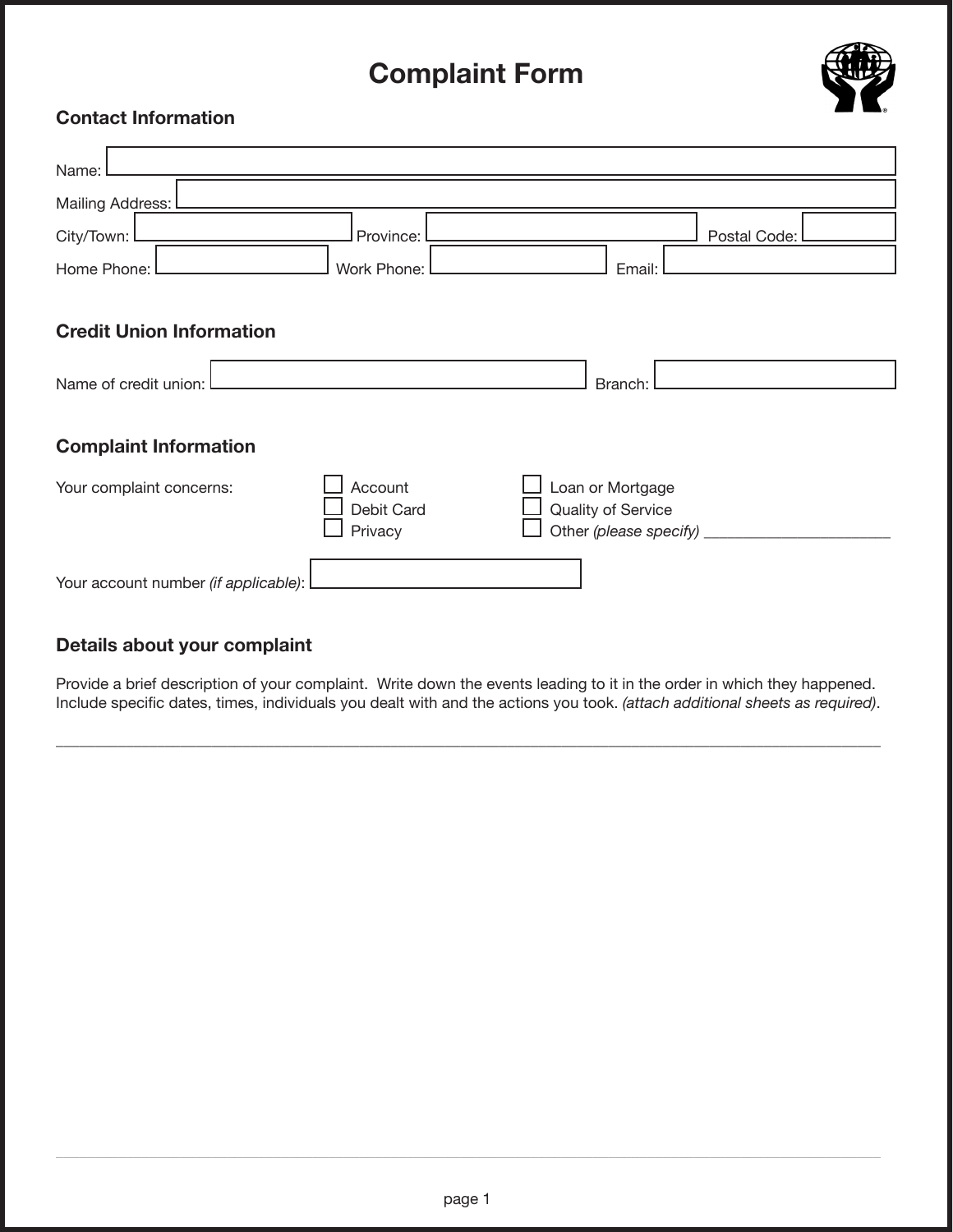# Complaint Form

## Contact Information

Name: 

Mailing Address: 

City/Town:  Province:  Postal Code: 

Home Phone:  Work Phone:  Email: 

## Credit Union Information

Name of credit union:  Branch: 

## Complaint Information

Your complaint concerns:

- ☐ Account
- ☐ Debit Card
- ☐ Privacy
- ☐ Loan or Mortgage
- ☐ Quality of Service
- ☐ Other *(please specify)* ______________________

Your account number *(if applicable)*: 

## Details about your complaint

Provide a brief description of your complaint. Write down the events leading to it in the order in which they happened. Include specific dates, times, individuals you dealt with and the actions you took. *(attach additional sheets as required)*.

______________________________________________________________________________________________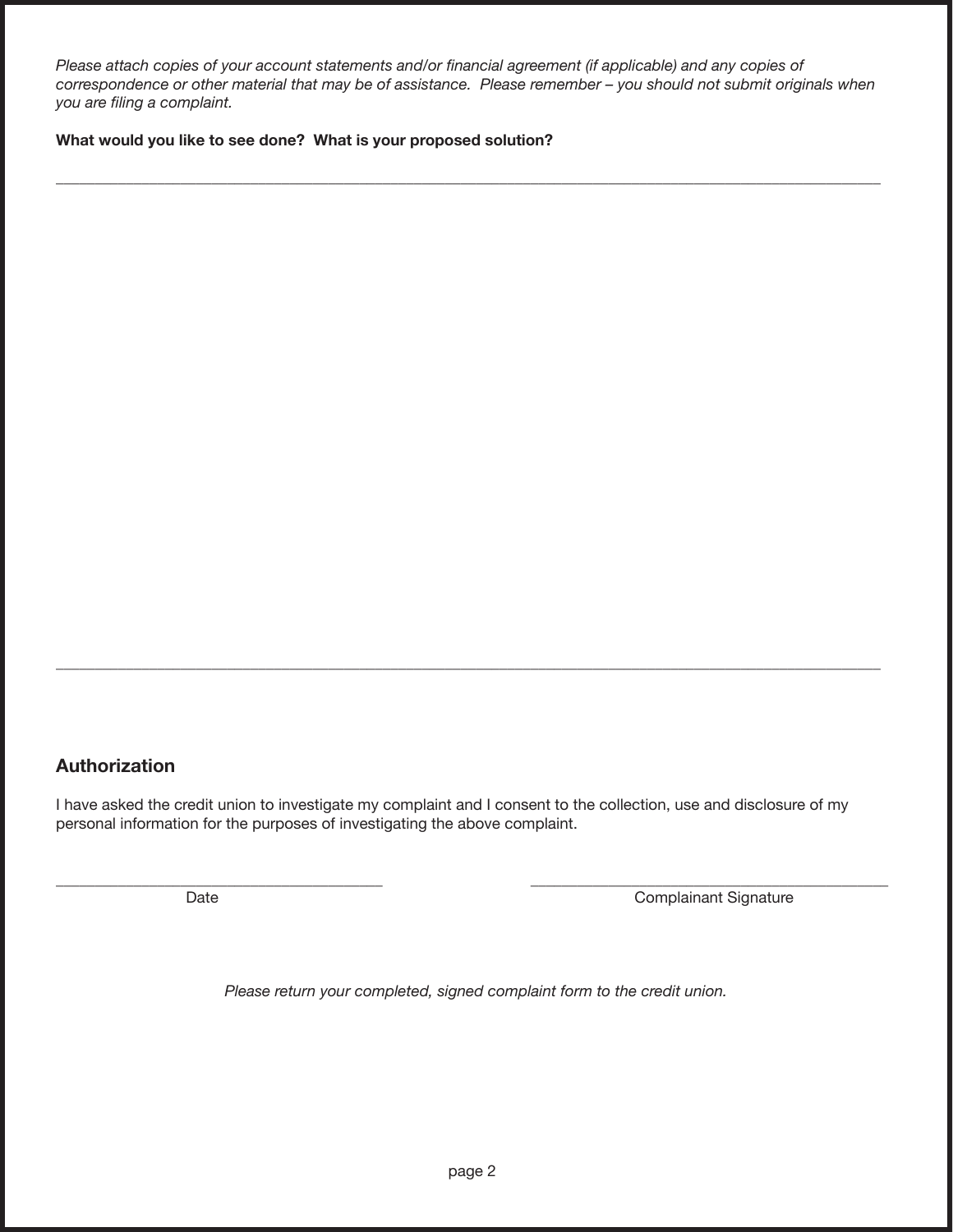*Please attach copies of your account statements and/or financial agreement (if applicable) and any copies of correspondence or other material that may be of assistance. Please remember – you should not submit originals when you are filing a complaint.*

**What would you like to see done? What is your proposed solution?**

______________________________________________________________________

______________________________________________________________________

## Authorization

I have asked the credit union to investigate my complaint and I consent to the collection, use and disclosure of my personal information for the purposes of investigating the above complaint.

| | |
|---|---|
| ______________________________ | ______________________________ |
| Date | Complainant Signature |

*Please return your completed, signed complaint form to the credit union.*